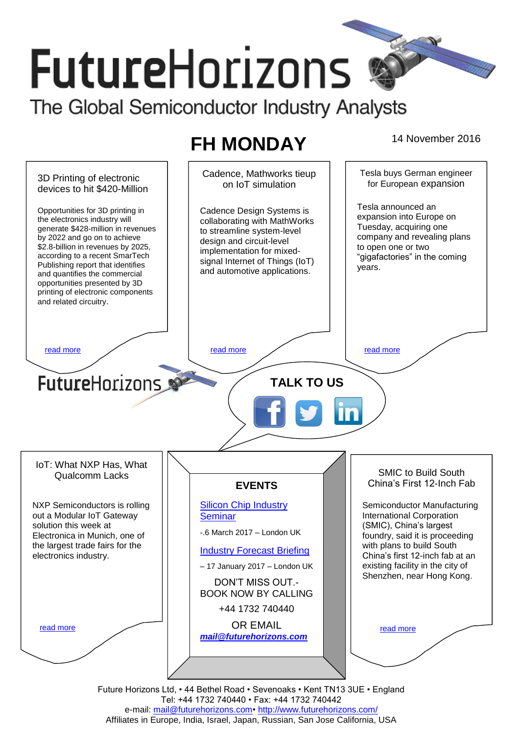# FutureHorizons

The Global Semiconductor Industry Analysts

## FH MONDAY

14 November 2016

### 3D Printing of electronic devices to hit $420-Million

Opportunities for 3D printing in the electronics industry will generate $428-million in revenues by 2022 and go on to achieve $2.8-billion in revenues by 2025, according to a recent SmarTech Publishing report that identifies and quantifies the commercial opportunities presented by 3D printing of electronic components and related circuitry.

read more

### Cadence, Mathworks tieup on IoT simulation

Cadence Design Systems is collaborating with MathWorks to streamline system-level design and circuit-level implementation for mixed-signal Internet of Things (IoT) and automotive applications.

read more

### Tesla buys German engineer for European expansion

Tesla announced an expansion into Europe on Tuesday, acquiring one company and revealing plans to open one or two “gigafactories” in the coming years.

read more

FutureHorizons

**TALK TO US**

### IoT: What NXP Has, What Qualcomm Lacks

NXP Semiconductors is rolling out a Modular IoT Gateway solution this week at Electronica in Munich, one of the largest trade fairs for the electronics industry.

read more

### EVENTS

Silicon Chip Industry Seminar

-.6 March 2017 – London UK

Industry Forecast Briefing

– 17 January 2017 – London UK

DON’T MISS OUT.- BOOK NOW BY CALLING

+44 1732 740440

OR EMAIL

***mail@futurehorizons.com***

### SMIC to Build South China’s First 12-Inch Fab

Semiconductor Manufacturing International Corporation (SMIC), China’s largest foundry, said it is proceeding with plans to build South China’s first 12-inch fab at an existing facility in the city of Shenzhen, near Hong Kong.

read more

Future Horizons Ltd, • 44 Bethel Road • Sevenoaks • Kent TN13 3UE • England
Tel: +44 1732 740440 • Fax: +44 1732 740442
e-mail: mail@futurehorizons.com• http://www.futurehorizons.com/
Affiliates in Europe, India, Israel, Japan, Russian, San Jose California, USA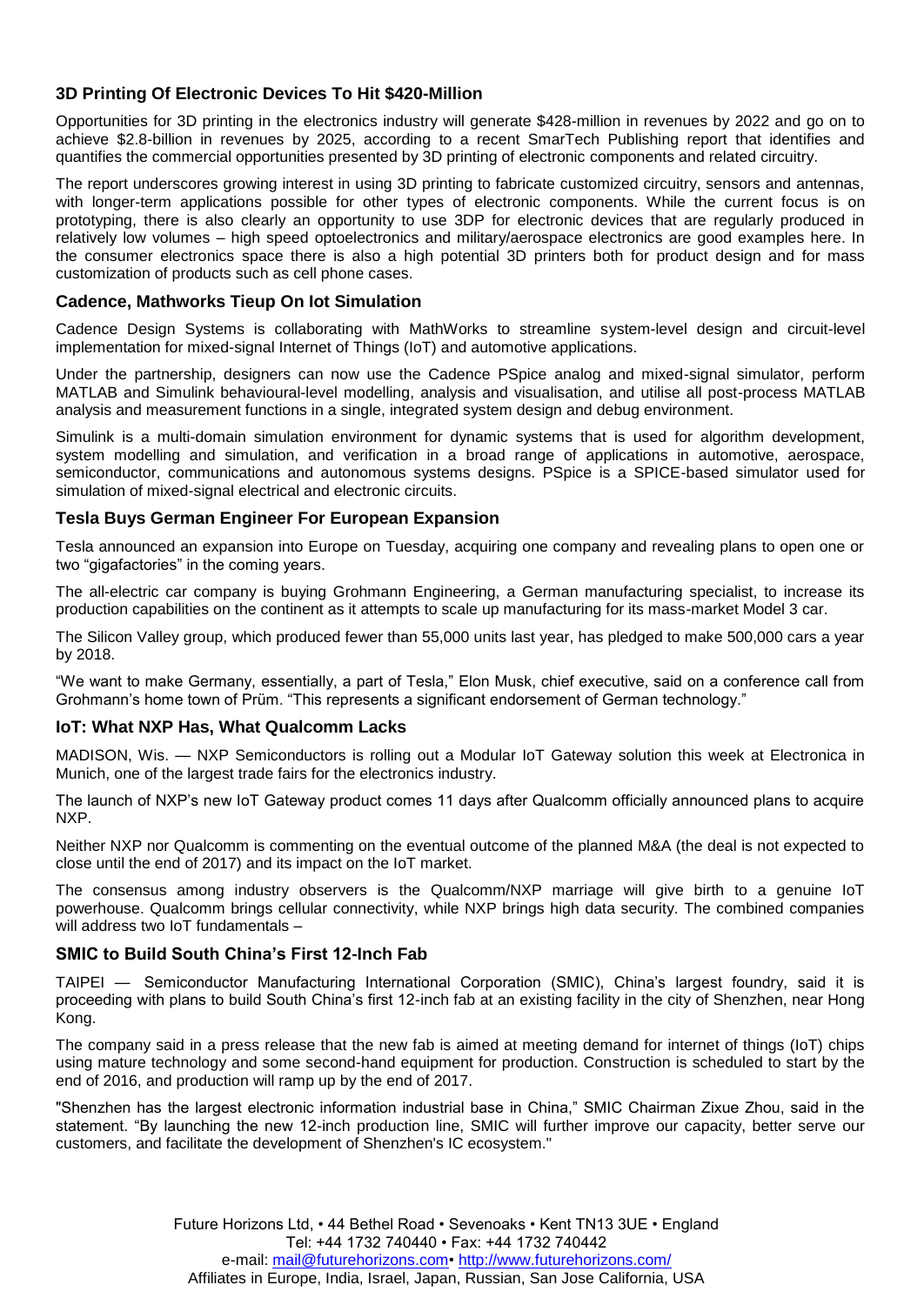### 3D Printing Of Electronic Devices To Hit $420-Million

Opportunities for 3D printing in the electronics industry will generate $428-million in revenues by 2022 and go on to achieve $2.8-billion in revenues by 2025, according to a recent SmarTech Publishing report that identifies and quantifies the commercial opportunities presented by 3D printing of electronic components and related circuitry.

The report underscores growing interest in using 3D printing to fabricate customized circuitry, sensors and antennas, with longer-term applications possible for other types of electronic components. While the current focus is on prototyping, there is also clearly an opportunity to use 3DP for electronic devices that are regularly produced in relatively low volumes – high speed optoelectronics and military/aerospace electronics are good examples here. In the consumer electronics space there is also a high potential 3D printers both for product design and for mass customization of products such as cell phone cases.

### Cadence, Mathworks Tieup On Iot Simulation

Cadence Design Systems is collaborating with MathWorks to streamline system-level design and circuit-level implementation for mixed-signal Internet of Things (IoT) and automotive applications.

Under the partnership, designers can now use the Cadence PSpice analog and mixed-signal simulator, perform MATLAB and Simulink behavioural-level modelling, analysis and visualisation, and utilise all post-process MATLAB analysis and measurement functions in a single, integrated system design and debug environment.

Simulink is a multi-domain simulation environment for dynamic systems that is used for algorithm development, system modelling and simulation, and verification in a broad range of applications in automotive, aerospace, semiconductor, communications and autonomous systems designs. PSpice is a SPICE-based simulator used for simulation of mixed-signal electrical and electronic circuits.

### Tesla Buys German Engineer For European Expansion

Tesla announced an expansion into Europe on Tuesday, acquiring one company and revealing plans to open one or two "gigafactories" in the coming years.

The all-electric car company is buying Grohmann Engineering, a German manufacturing specialist, to increase its production capabilities on the continent as it attempts to scale up manufacturing for its mass-market Model 3 car.

The Silicon Valley group, which produced fewer than 55,000 units last year, has pledged to make 500,000 cars a year by 2018.

"We want to make Germany, essentially, a part of Tesla," Elon Musk, chief executive, said on a conference call from Grohmann's home town of Prüm. "This represents a significant endorsement of German technology."

### IoT: What NXP Has, What Qualcomm Lacks

MADISON, Wis. — NXP Semiconductors is rolling out a Modular IoT Gateway solution this week at Electronica in Munich, one of the largest trade fairs for the electronics industry.

The launch of NXP's new IoT Gateway product comes 11 days after Qualcomm officially announced plans to acquire NXP.

Neither NXP nor Qualcomm is commenting on the eventual outcome of the planned M&A (the deal is not expected to close until the end of 2017) and its impact on the IoT market.

The consensus among industry observers is the Qualcomm/NXP marriage will give birth to a genuine IoT powerhouse. Qualcomm brings cellular connectivity, while NXP brings high data security. The combined companies will address two IoT fundamentals –

### SMIC to Build South China's First 12-Inch Fab

TAIPEI — Semiconductor Manufacturing International Corporation (SMIC), China's largest foundry, said it is proceeding with plans to build South China's first 12-inch fab at an existing facility in the city of Shenzhen, near Hong Kong.

The company said in a press release that the new fab is aimed at meeting demand for internet of things (IoT) chips using mature technology and some second-hand equipment for production. Construction is scheduled to start by the end of 2016, and production will ramp up by the end of 2017.

"Shenzhen has the largest electronic information industrial base in China," SMIC Chairman Zixue Zhou, said in the statement. "By launching the new 12-inch production line, SMIC will further improve our capacity, better serve our customers, and facilitate the development of Shenzhen's IC ecosystem."

Future Horizons Ltd, • 44 Bethel Road • Sevenoaks • Kent TN13 3UE • England
Tel: +44 1732 740440 • Fax: +44 1732 740442
e-mail: mail@futurehorizons.com• http://www.futurehorizons.com/
Affiliates in Europe, India, Israel, Japan, Russian, San Jose California, USA